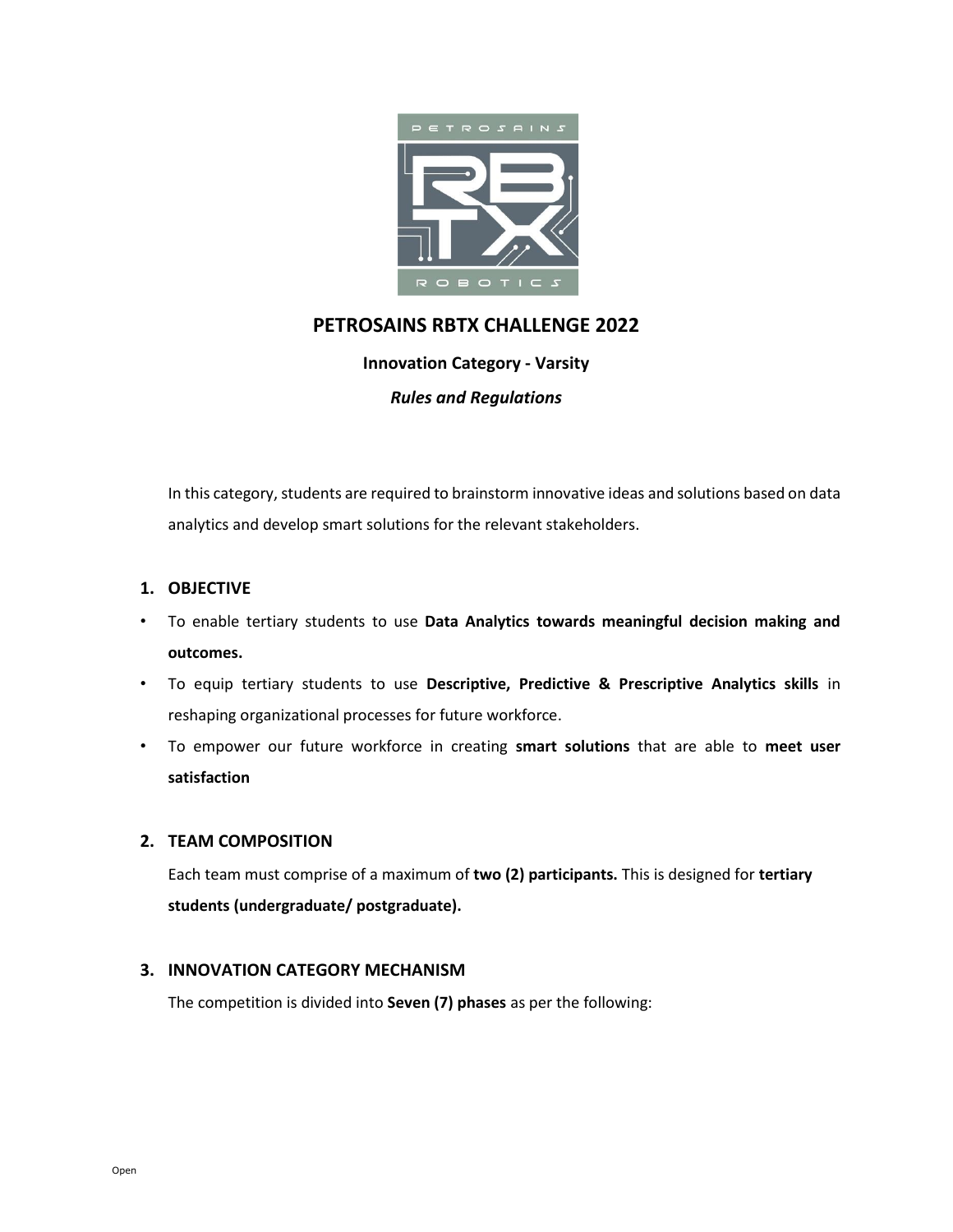# PETROSAINS RBTX CHALLENGE 2022

## Innovation Category - Varsity

### *Rules and Regulations*

In this category, students are required to brainstorm innovative ideas and solutions based on data analytics and develop smart solutions for the relevant stakeholders.

## 1. OBJECTIVE

- To enable tertiary students to use **Data Analytics towards meaningful decision making and outcomes.**
- To equip tertiary students to use **Descriptive, Predictive & Prescriptive Analytics skills** in reshaping organizational processes for future workforce.
- To empower our future workforce in creating **smart solutions** that are able to **meet user satisfaction**

## 2. TEAM COMPOSITION

Each team must comprise of a maximum of **two (2) participants.** This is designed for **tertiary students (undergraduate/ postgraduate).**

## 3. INNOVATION CATEGORY MECHANISM

The competition is divided into **Seven (7) phases** as per the following: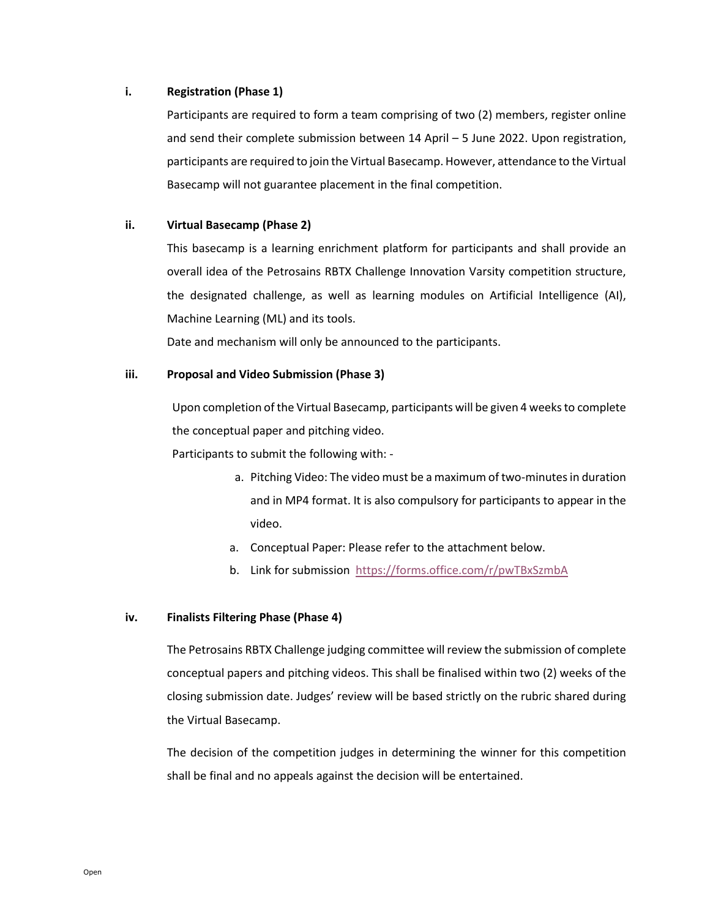**i. Registration (Phase 1)**

Participants are required to form a team comprising of two (2) members, register online and send their complete submission between 14 April – 5 June 2022. Upon registration, participants are required to join the Virtual Basecamp. However, attendance to the Virtual Basecamp will not guarantee placement in the final competition.

**ii. Virtual Basecamp (Phase 2)**

This basecamp is a learning enrichment platform for participants and shall provide an overall idea of the Petrosains RBTX Challenge Innovation Varsity competition structure, the designated challenge, as well as learning modules on Artificial Intelligence (AI), Machine Learning (ML) and its tools.

Date and mechanism will only be announced to the participants.

**iii. Proposal and Video Submission (Phase 3)**

Upon completion of the Virtual Basecamp, participants will be given 4 weeks to complete the conceptual paper and pitching video.

Participants to submit the following with: -

a. Pitching Video: The video must be a maximum of two-minutes in duration and in MP4 format. It is also compulsory for participants to appear in the video.

a. Conceptual Paper: Please refer to the attachment below.

b. Link for submission https://forms.office.com/r/pwTBxSzmbA

**iv. Finalists Filtering Phase (Phase 4)**

The Petrosains RBTX Challenge judging committee will review the submission of complete conceptual papers and pitching videos. This shall be finalised within two (2) weeks of the closing submission date. Judges' review will be based strictly on the rubric shared during the Virtual Basecamp.

The decision of the competition judges in determining the winner for this competition shall be final and no appeals against the decision will be entertained.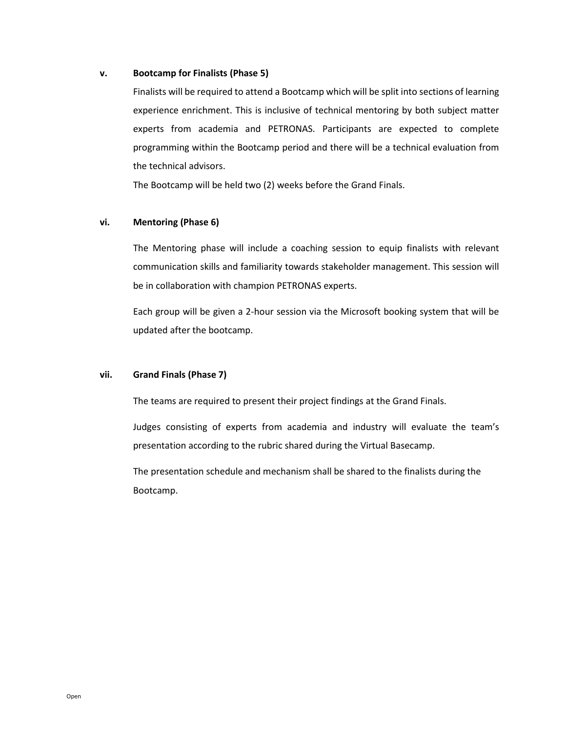**v. Bootcamp for Finalists (Phase 5)**

Finalists will be required to attend a Bootcamp which will be split into sections of learning experience enrichment. This is inclusive of technical mentoring by both subject matter experts from academia and PETRONAS. Participants are expected to complete programming within the Bootcamp period and there will be a technical evaluation from the technical advisors.

The Bootcamp will be held two (2) weeks before the Grand Finals.

**vi. Mentoring (Phase 6)**

The Mentoring phase will include a coaching session to equip finalists with relevant communication skills and familiarity towards stakeholder management. This session will be in collaboration with champion PETRONAS experts.

Each group will be given a 2-hour session via the Microsoft booking system that will be updated after the bootcamp.

**vii. Grand Finals (Phase 7)**

The teams are required to present their project findings at the Grand Finals.

Judges consisting of experts from academia and industry will evaluate the team's presentation according to the rubric shared during the Virtual Basecamp.

The presentation schedule and mechanism shall be shared to the finalists during the Bootcamp.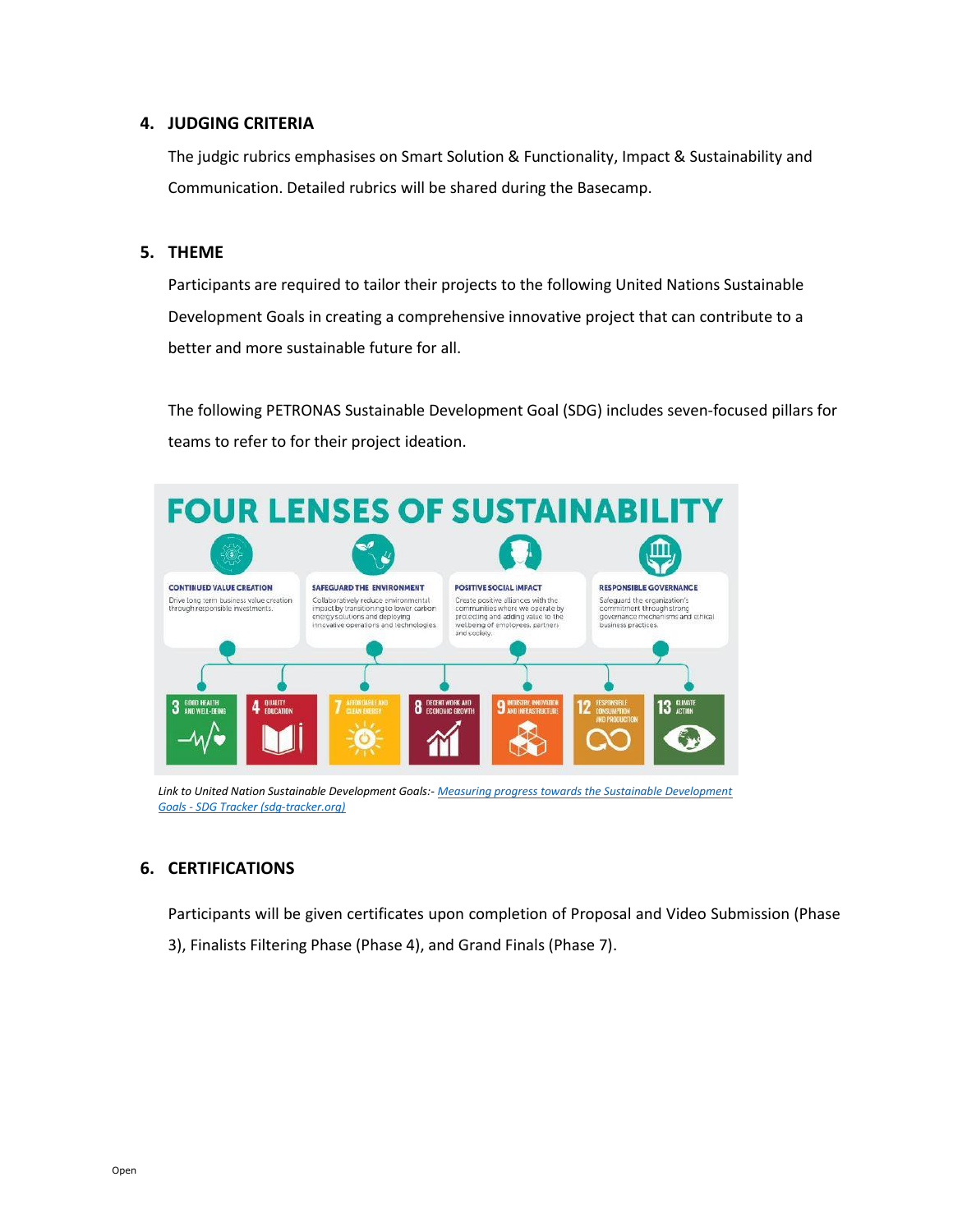## 4. JUDGING CRITERIA

The judgic rubrics emphasises on Smart Solution & Functionality, Impact & Sustainability and Communication. Detailed rubrics will be shared during the Basecamp.

## 5. THEME

Participants are required to tailor their projects to the following United Nations Sustainable Development Goals in creating a comprehensive innovative project that can contribute to a better and more sustainable future for all.

The following PETRONAS Sustainable Development Goal (SDG) includes seven-focused pillars for teams to refer to for their project ideation.

**FOUR LENSES OF SUSTAINABILITY**

**CONTINUED VALUE CREATION**
Drive long term business value creation through responsible investments.

**SAFEGUARD THE ENVIRONMENT**
Collaboratively reduce environmental impact by transitioning to lower carbon energy solutions and deploying innovative operations and technologies.

**POSITIVE SOCIAL IMPACT**
Create positive alliances with the communities where we operate by protecting and adding value to the wellbeing of employees, partners and society.

**RESPONSIBLE GOVERNANCE**
Safeguard the organization's commitment through strong governance mechanisms and ethical business practices.

3 GOOD HEALTH AND WELL-BEING | 4 QUALITY EDUCATION | 7 AFFORDABLE AND CLEAN ENERGY | 8 DECENT WORK AND ECONOMIC GROWTH | 9 INDUSTRY, INNOVATION AND INFRASTRUCTURE | 12 RESPONSIBLE CONSUMPTION AND PRODUCTION | 13 CLIMATE ACTION

*Link to United Nation Sustainable Development Goals:- Measuring progress towards the Sustainable Development Goals - SDG Tracker (sdg-tracker.org)*

## 6. CERTIFICATIONS

Participants will be given certificates upon completion of Proposal and Video Submission (Phase 3), Finalists Filtering Phase (Phase 4), and Grand Finals (Phase 7).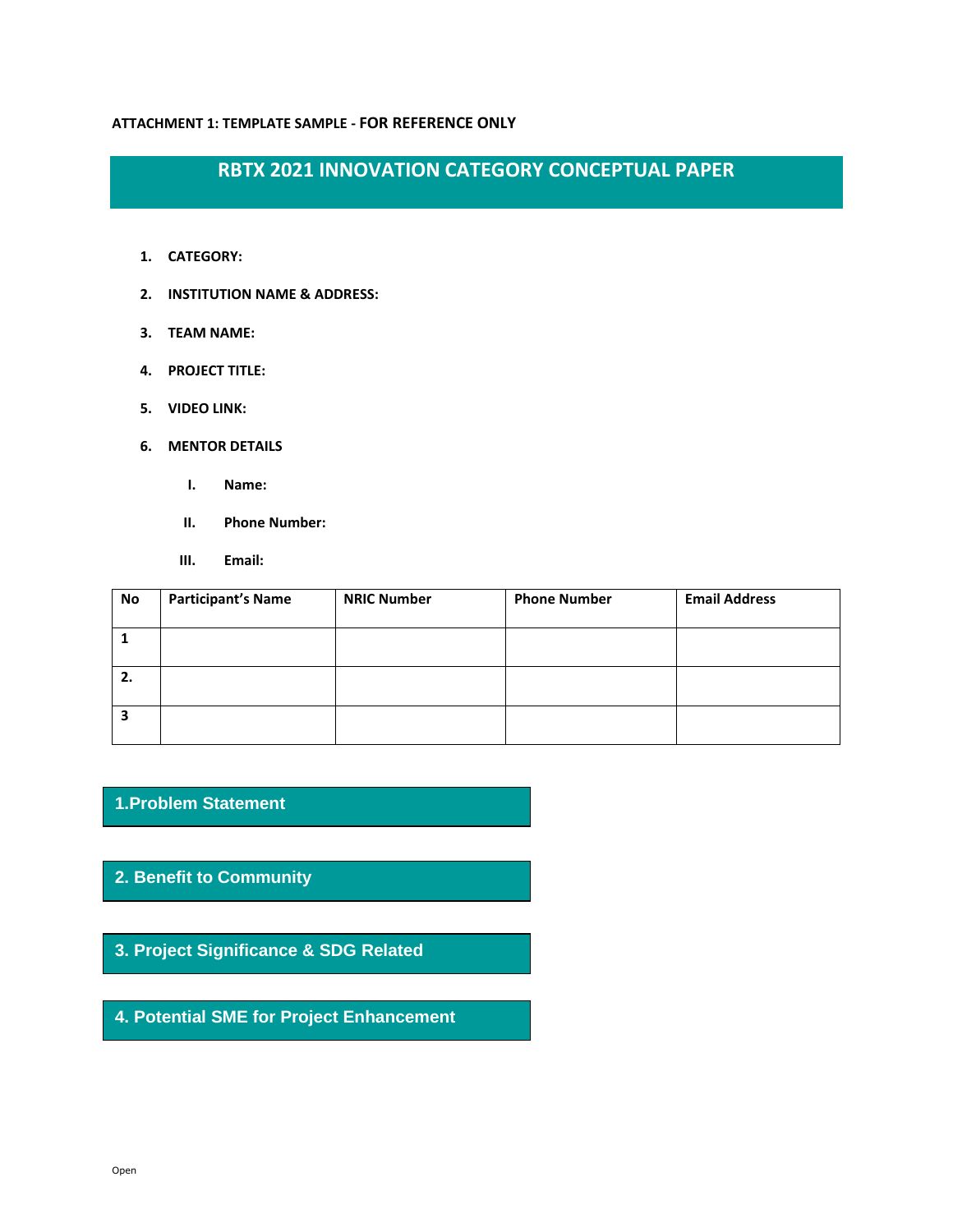**ATTACHMENT 1: TEMPLATE SAMPLE - FOR REFERENCE ONLY**

# RBTX 2021 INNOVATION CATEGORY CONCEPTUAL PAPER

1. **CATEGORY:**
2. **INSTITUTION NAME & ADDRESS:**
3. **TEAM NAME:**
4. **PROJECT TITLE:**
5. **VIDEO LINK:**
6. **MENTOR DETAILS**
   - I. **Name:**
   - II. **Phone Number:**
   - III. **Email:**

| No | Participant's Name | NRIC Number | Phone Number | Email Address |
|---|---|---|---|---|
| 1 | | | | |
| 2. | | | | |
| 3 | | | | |

## 1.Problem Statement

## 2. Benefit to Community

## 3. Project Significance & SDG Related

## 4. Potential SME for Project Enhancement

Open